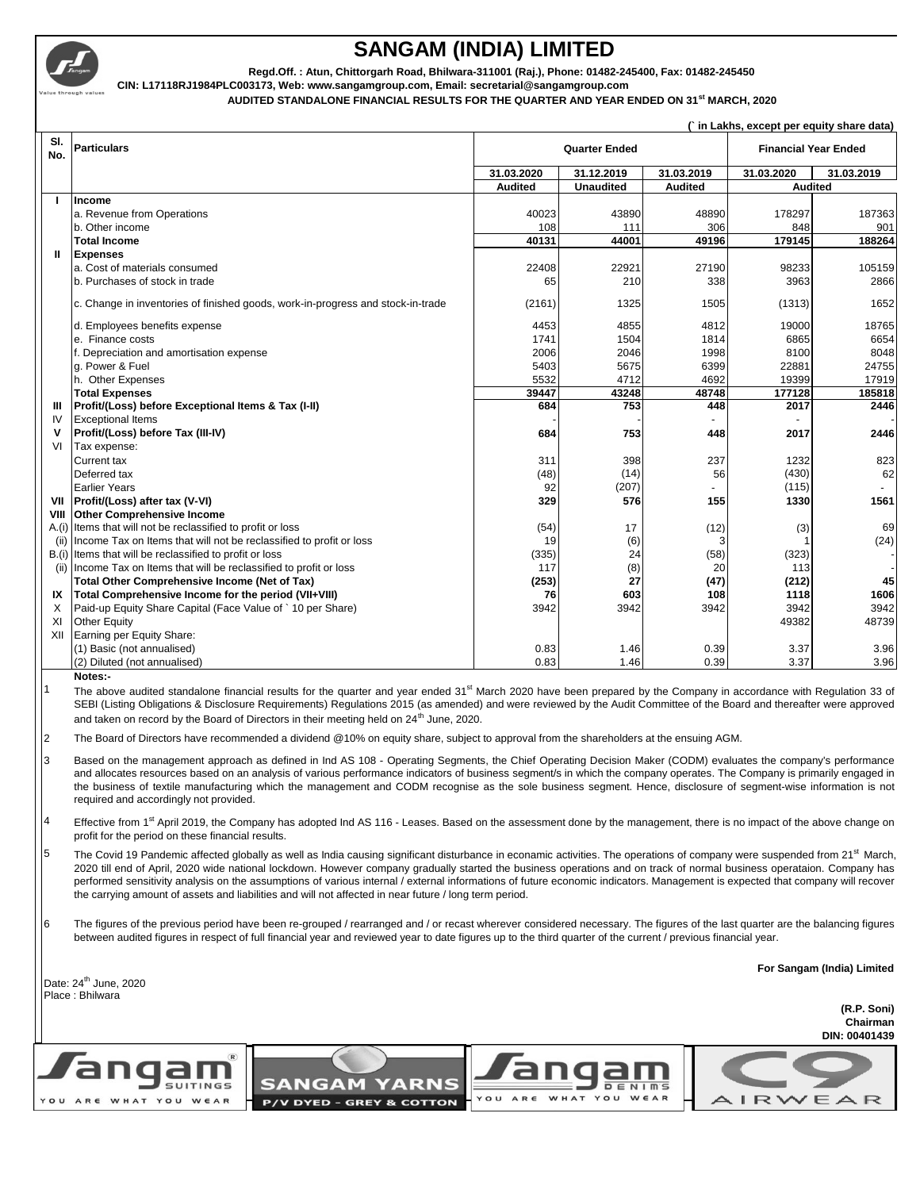# SANGAM (INDIA) LIMITED

**Regd.Off. : Atun, Chittorgarh Road, Bhilwara-311001 (Raj.), Phone: 01482-245400, Fax: 01482-245450**

**CIN: L17118RJ1984PLC003173, Web: www.sangamgroup.com, Email: secretarial@sangamgroup.com**

**AUDITED STANDALONE FINANCIAL RESULTS FOR THE QUARTER AND YEAR ENDED ON 31st MARCH, 2020**

**(` in Lakhs, except per equity share data)**

| Sl. No. | Particulars | Quarter Ended | | | Financial Year Ended | |
|---|---|---|---|---|---|---|
| | | 31.03.2020 | 31.12.2019 | 31.03.2019 | 31.03.2020 | 31.03.2019 |
| | | Audited | Unaudited | Audited | Audited | |
| **I** | **Income** | | | | | |
| | a. Revenue from Operations | 40023 | 43890 | 48890 | 178297 | 187363 |
| | b. Other income | 108 | 111 | 306 | 848 | 901 |
| | **Total Income** | **40131** | **44001** | **49196** | **179145** | **188264** |
| **II** | **Expenses** | | | | | |
| | a. Cost of materials consumed | 22408 | 22921 | 27190 | 98233 | 105159 |
| | b. Purchases of stock in trade | 65 | 210 | 338 | 3963 | 2866 |
| | c. Change in inventories of finished goods, work-in-progress and stock-in-trade | (2161) | 1325 | 1505 | (1313) | 1652 |
| | d. Employees benefits expense | 4453 | 4855 | 4812 | 19000 | 18765 |
| | e. Finance costs | 1741 | 1504 | 1814 | 6865 | 6654 |
| | f. Depreciation and amortisation expense | 2006 | 2046 | 1998 | 8100 | 8048 |
| | g. Power & Fuel | 5403 | 5675 | 6399 | 22881 | 24755 |
| | h. Other Expenses | 5532 | 4712 | 4692 | 19399 | 17919 |
| | **Total Expenses** | **39447** | **43248** | **48748** | **177128** | **185818** |
| **III** | **Profit/(Loss) before Exceptional Items & Tax (I-II)** | **684** | **753** | **448** | **2017** | **2446** |
| IV | Exceptional Items | - | - | - | - | - |
| **V** | **Profit/(Loss) before Tax (III-IV)** | **684** | **753** | **448** | **2017** | **2446** |
| VI | Tax expense: | | | | | |
| | Current tax | 311 | 398 | 237 | 1232 | 823 |
| | Deferred tax | (48) | (14) | 56 | (430) | 62 |
| | Earlier Years | 92 | (207) | - | (115) | - |
| **VII** | **Profit/(Loss) after tax (V-VI)** | **329** | **576** | **155** | **1330** | **1561** |
| **VIII** | **Other Comprehensive Income** | | | | | |
| A.(i) | Items that will not be reclassified to profit or loss | (54) | 17 | (12) | (3) | 69 |
| (ii) | Income Tax on Items that will not be reclassified to profit or loss | 19 | (6) | 3 | 1 | (24) |
| B.(i) | Items that will be reclassified to profit or loss | (335) | 24 | (58) | (323) | - |
| (ii) | Income Tax on Items that will be reclassified to profit or loss | 117 | (8) | 20 | 113 | - |
| | **Total Other Comprehensive Income (Net of Tax)** | **(253)** | **27** | **(47)** | **(212)** | **45** |
| **IX** | **Total Comprehensive Income for the period (VII+VIII)** | **76** | **603** | **108** | **1118** | **1606** |
| X | Paid-up Equity Share Capital (Face Value of ` 10 per Share) | 3942 | 3942 | 3942 | 3942 | 3942 |
| XI | Other Equity | | | | 49382 | 48739 |
| XII | Earning per Equity Share: | | | | | |
| | (1) Basic (not annualised) | 0.83 | 1.46 | 0.39 | 3.37 | 3.96 |
| | (2) Diluted (not annualised) | 0.83 | 1.46 | 0.39 | 3.37 | 3.96 |

**Notes:-**

1. The above audited standalone financial results for the quarter and year ended 31st March 2020 have been prepared by the Company in accordance with Regulation 33 of SEBI (Listing Obligations & Disclosure Requirements) Regulations 2015 (as amended) and were reviewed by the Audit Committee of the Board and thereafter were approved and taken on record by the Board of Directors in their meeting held on 24th June, 2020.

2. The Board of Directors have recommended a dividend @10% on equity share, subject to approval from the shareholders at the ensuing AGM.

3. Based on the management approach as defined in Ind AS 108 - Operating Segments, the Chief Operating Decision Maker (CODM) evaluates the company's performance and allocates resources based on an analysis of various performance indicators of business segment/s in which the company operates. The Company is primarily engaged in the business of textile manufacturing which the management and CODM recognise as the sole business segment. Hence, disclosure of segment-wise information is not required and accordingly not provided.

4. Effective from 1st April 2019, the Company has adopted Ind AS 116 - Leases. Based on the assessment done by the management, there is no impact of the above change on profit for the period on these financial results.

5. The Covid 19 Pandemic affected globally as well as India causing significant disturbance in econamic activities. The operations of company were suspended from 21st March, 2020 till end of April, 2020 wide national lockdown. However company gradually started the business operations and on track of normal business operataion. Company has performed sensitivity analysis on the assumptions of various internal / external informations of future economic indicators. Management is expected that company will recover the carrying amount of assets and liabilities and will not affected in near future / long term period.

6. The figures of the previous period have been re-grouped / rearranged and / or recast wherever considered necessary. The figures of the last quarter are the balancing figures between audited figures in respect of full financial year and reviewed year to date figures up to the third quarter of the current / previous financial year.

**For Sangam (India) Limited**

Date: 24th June, 2020
Place : Bhilwara

**(R.P. Soni)**
**Chairman**
**DIN: 00401439**

Sangam SUITINGS — YOU ARE WHAT YOU WEAR | SANGAM YARNS — P/V DYED - GREY & COTTON | Sangam DENIMS — YOU ARE WHAT YOU WEAR | C9 AIRWEAR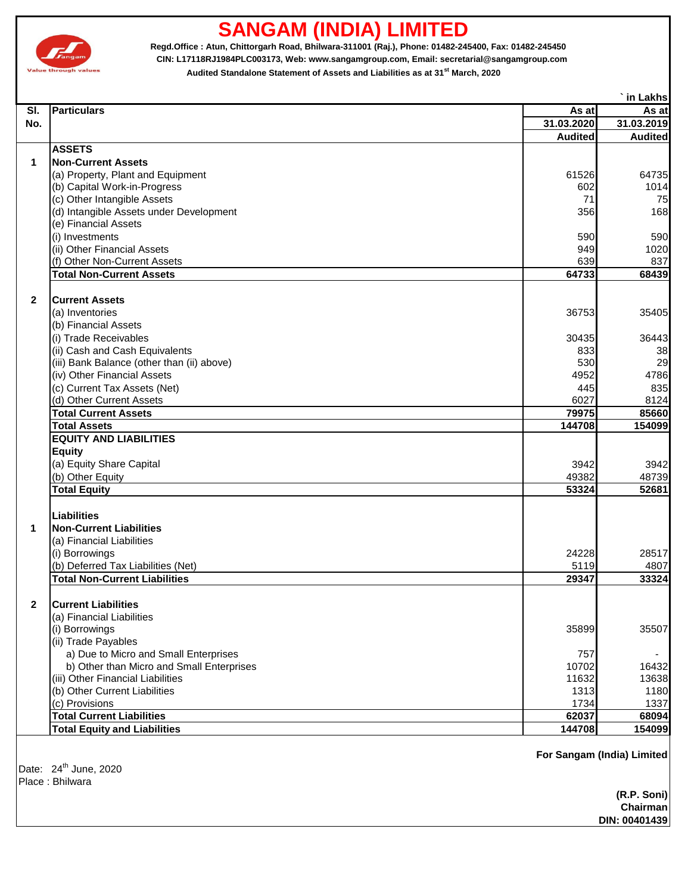# SANGAM (INDIA) LIMITED

**Regd.Office : Atun, Chittorgarh Road, Bhilwara-311001 (Raj.), Phone: 01482-245400, Fax: 01482-245450**

**CIN: L17118RJ1984PLC003173, Web: www.sangamgroup.com, Email: secretarial@sangamgroup.com**

**Audited Standalone Statement of Assets and Liabilities as at 31st March, 2020**

` in Lakhs

| Sl. No. | Particulars | As at 31.03.2020 Audited | As at 31.03.2019 Audited |
|---|---|---|---|
| | **ASSETS** | | |
| 1 | **Non-Current Assets** | | |
| | (a) Property, Plant and Equipment | 61526 | 64735 |
| | (b) Capital Work-in-Progress | 602 | 1014 |
| | (c) Other Intangible Assets | 71 | 75 |
| | (d) Intangible Assets under Development | 356 | 168 |
| | (e) Financial Assets | | |
| | (i) Investments | 590 | 590 |
| | (ii) Other Financial Assets | 949 | 1020 |
| | (f) Other Non-Current Assets | 639 | 837 |
| | **Total Non-Current Assets** | **64733** | **68439** |
| 2 | **Current Assets** | | |
| | (a) Inventories | 36753 | 35405 |
| | (b) Financial Assets | | |
| | (i) Trade Receivables | 30435 | 36443 |
| | (ii) Cash and Cash Equivalents | 833 | 38 |
| | (iii) Bank Balance (other than (ii) above) | 530 | 29 |
| | (iv) Other Financial Assets | 4952 | 4786 |
| | (c) Current Tax Assets (Net) | 445 | 835 |
| | (d) Other Current Assets | 6027 | 8124 |
| | **Total Current Assets** | **79975** | **85660** |
| | **Total Assets** | **144708** | **154099** |
| | **EQUITY AND LIABILITIES** | | |
| | **Equity** | | |
| | (a) Equity Share Capital | 3942 | 3942 |
| | (b) Other Equity | 49382 | 48739 |
| | **Total Equity** | **53324** | **52681** |
| | **Liabilities** | | |
| 1 | **Non-Current Liabilities** | | |
| | (a) Financial Liabilities | | |
| | (i) Borrowings | 24228 | 28517 |
| | (b) Deferred Tax Liabilities (Net) | 5119 | 4807 |
| | **Total Non-Current Liabilities** | **29347** | **33324** |
| 2 | **Current Liabilities** | | |
| | (a) Financial Liabilities | | |
| | (i) Borrowings | 35899 | 35507 |
| | (ii) Trade Payables | | |
| | a) Due to Micro and Small Enterprises | 757 | - |
| | b) Other than Micro and Small Enterprises | 10702 | 16432 |
| | (iii) Other Financial Liabilities | 11632 | 13638 |
| | (b) Other Current Liabilities | 1313 | 1180 |
| | (c) Provisions | 1734 | 1337 |
| | **Total Current Liabilities** | **62037** | **68094** |
| | **Total Equity and Liabilities** | **144708** | **154099** |

**For Sangam (India) Limited**

Date: 24th June, 2020

Place : Bhilwara

**(R.P. Soni)**
**Chairman**
**DIN: 00401439**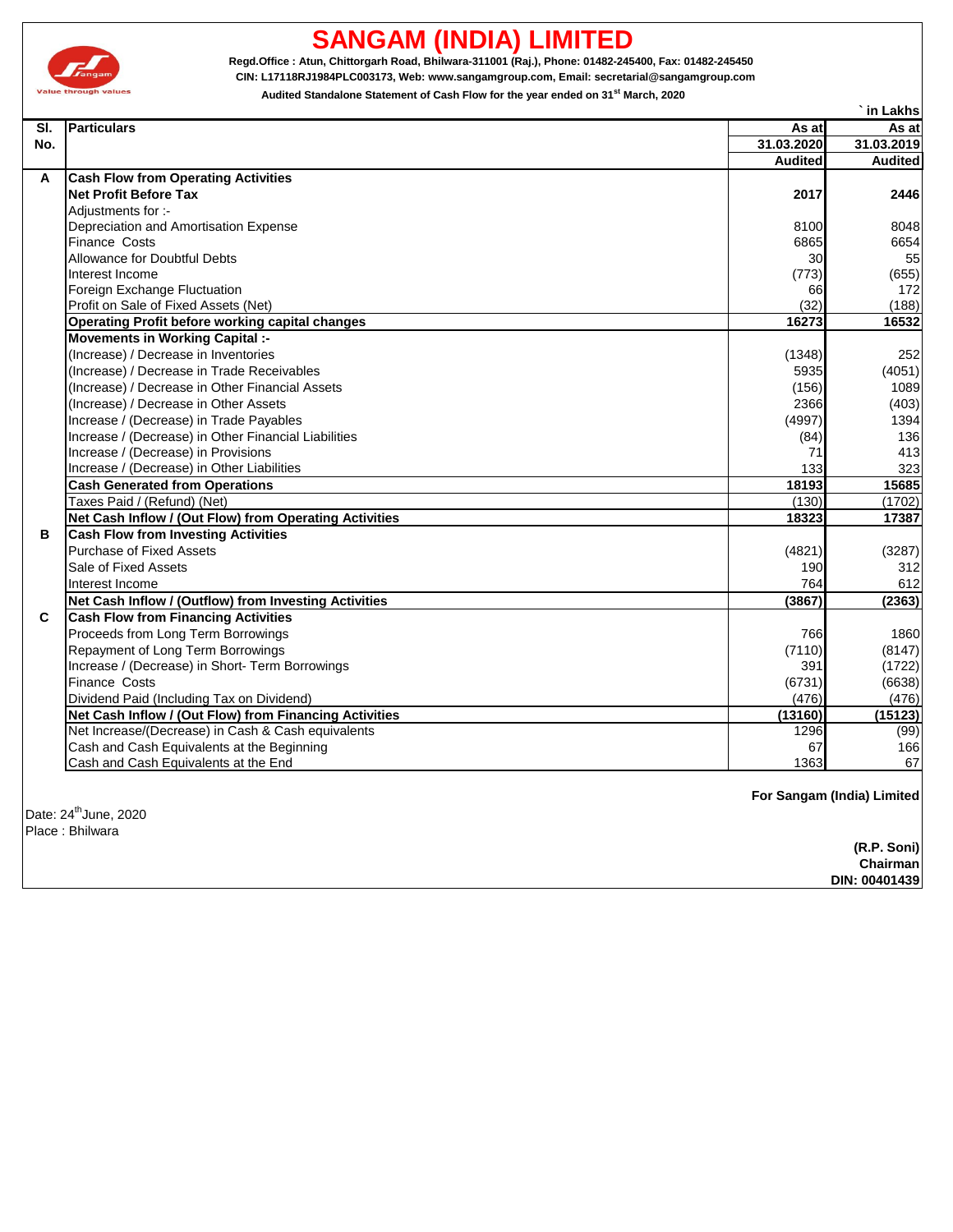# SANGAM (INDIA) LIMITED

**Regd.Office : Atun, Chittorgarh Road, Bhilwara-311001 (Raj.), Phone: 01482-245400, Fax: 01482-245450**

**CIN: L17118RJ1984PLC003173, Web: www.sangamgroup.com, Email: secretarial@sangamgroup.com**

**Audited Standalone Statement of Cash Flow for the year ended on 31st March, 2020**

` in Lakhs

| Sl. No. | Particulars | As at 31.03.2020 Audited | As at 31.03.2019 Audited |
|---|---|---|---|
| A | **Cash Flow from Operating Activities** | | |
| | **Net Profit Before Tax** | **2017** | **2446** |
| | Adjustments for :- | | |
| | Depreciation and Amortisation Expense | 8100 | 8048 |
| | Finance Costs | 6865 | 6654 |
| | Allowance for Doubtful Debts | 30 | 55 |
| | Interest Income | (773) | (655) |
| | Foreign Exchange Fluctuation | 66 | 172 |
| | Profit on Sale of Fixed Assets (Net) | (32) | (188) |
| | **Operating Profit before working capital changes** | **16273** | **16532** |
| | **Movements in Working Capital :-** | | |
| | (Increase) / Decrease in Inventories | (1348) | 252 |
| | (Increase) / Decrease in Trade Receivables | 5935 | (4051) |
| | (Increase) / Decrease in Other Financial Assets | (156) | 1089 |
| | (Increase) / Decrease in Other Assets | 2366 | (403) |
| | Increase / (Decrease) in Trade Payables | (4997) | 1394 |
| | Increase / (Decrease) in Other Financial Liabilities | (84) | 136 |
| | Increase / (Decrease) in Provisions | 71 | 413 |
| | Increase / (Decrease) in Other Liabilities | 133 | 323 |
| | **Cash Generated from Operations** | **18193** | **15685** |
| | Taxes Paid / (Refund) (Net) | (130) | (1702) |
| | **Net Cash Inflow / (Out Flow) from Operating Activities** | **18323** | **17387** |
| B | **Cash Flow from Investing Activities** | | |
| | Purchase of Fixed Assets | (4821) | (3287) |
| | Sale of Fixed Assets | 190 | 312 |
| | Interest Income | 764 | 612 |
| | **Net Cash Inflow / (Outflow) from Investing Activities** | **(3867)** | **(2363)** |
| C | **Cash Flow from Financing Activities** | | |
| | Proceeds from Long Term Borrowings | 766 | 1860 |
| | Repayment of Long Term Borrowings | (7110) | (8147) |
| | Increase / (Decrease) in Short- Term Borrowings | 391 | (1722) |
| | Finance Costs | (6731) | (6638) |
| | Dividend Paid (Including Tax on Dividend) | (476) | (476) |
| | **Net Cash Inflow / (Out Flow) from Financing Activities** | **(13160)** | **(15123)** |
| | Net Increase/(Decrease) in Cash & Cash equivalents | 1296 | (99) |
| | Cash and Cash Equivalents at the Beginning | 67 | 166 |
| | Cash and Cash Equivalents at the End | 1363 | 67 |

**For Sangam (India) Limited**

Date: 24th June, 2020

Place : Bhilwara

**(R.P. Soni)**
**Chairman**
**DIN: 00401439**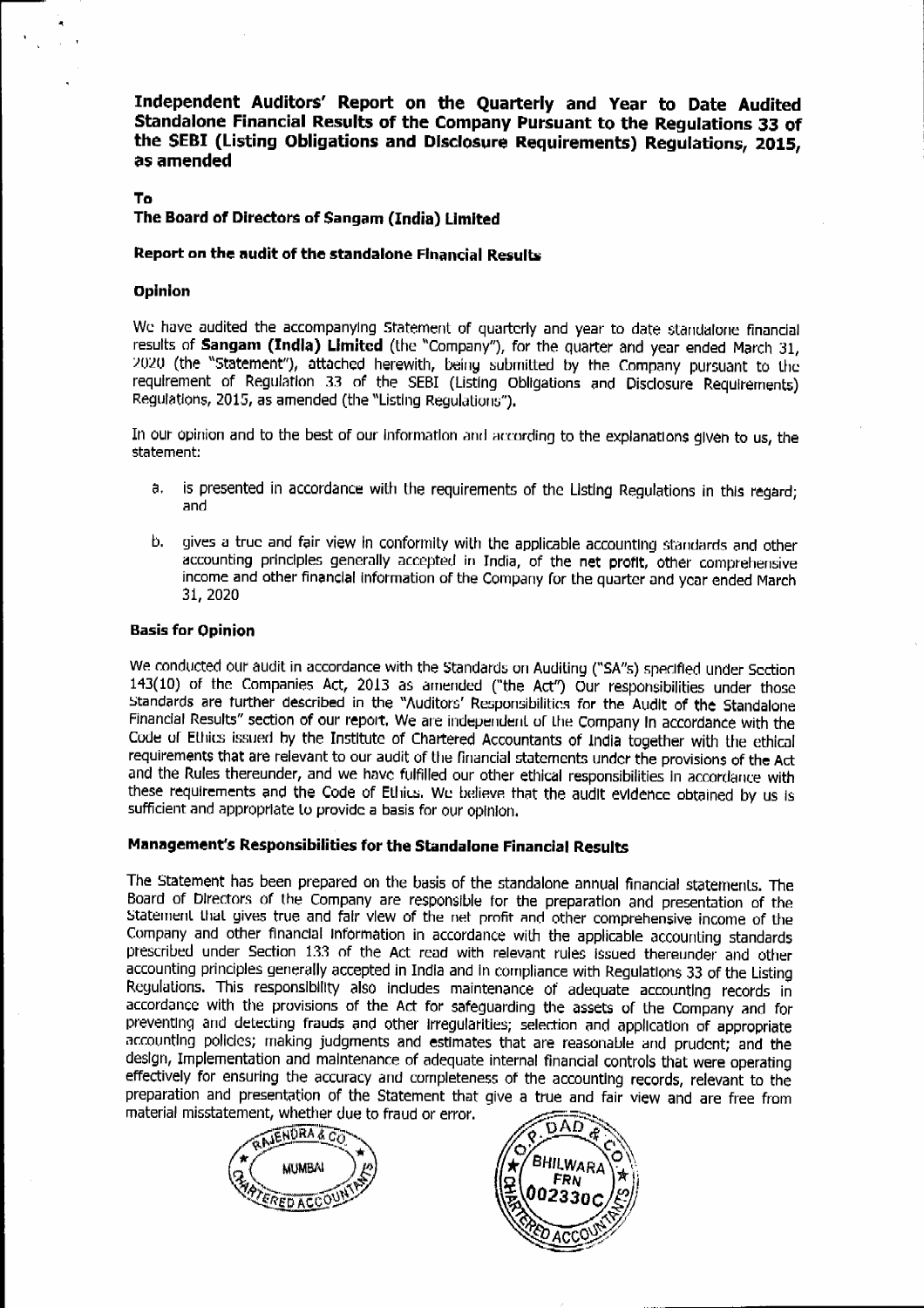# Independent Auditors' Report on the Quarterly and Year to Date Audited Standalone Financial Results of the Company Pursuant to the Regulations 33 of the SEBI (Listing Obligations and Disclosure Requirements) Regulations, 2015, as amended

**To**

**The Board of Directors of Sangam (India) Limited**

### Report on the audit of the standalone Financial Results

#### Opinion

We have audited the accompanying Statement of quarterly and year to date standalone financial results of **Sangam (India) Limited** (the "Company"), for the quarter and year ended March 31, 2020 (the "Statement"), attached herewith, being submitted by the Company pursuant to the requirement of Regulation 33 of the SEBI (Listing Obligations and Disclosure Requirements) Regulations, 2015, as amended (the "Listing Regulations").

In our opinion and to the best of our information and according to the explanations given to us, the statement:

a. is presented in accordance with the requirements of the Listing Regulations in this regard; and

b. gives a true and fair view in conformity with the applicable accounting standards and other accounting principles generally accepted in India, of the **net profit**, other comprehensive income and other financial information of the Company for the quarter and year ended March 31, 2020

#### Basis for Opinion

We conducted our audit in accordance with the Standards on Auditing ("SA"s) specified under Section 143(10) of the Companies Act, 2013 as amended ("the Act") Our responsibilities under those Standards are further described in the "Auditors' Responsibilities for the Audit of the Standalone Financial Results" section of our report. We are independent of the Company in accordance with the Code of Ethics issued by the Institute of Chartered Accountants of India together with the ethical requirements that are relevant to our audit of the financial statements under the provisions of the Act and the Rules thereunder, and we have fulfilled our other ethical responsibilities in accordance with these requirements and the Code of Ethics. We believe that the audit evidence obtained by us is sufficient and appropriate to provide a basis for our opinion.

#### Management's Responsibilities for the Standalone Financial Results

The Statement has been prepared on the basis of the standalone annual financial statements. The Board of Directors of the Company are responsible for the preparation and presentation of the Statement that gives true and fair view of the net profit and other comprehensive income of the Company and other financial information in accordance with the applicable accounting standards prescribed under Section 133 of the Act read with relevant rules issued thereunder and other accounting principles generally accepted in India and in compliance with Regulations 33 of the Listing Regulations. This responsibility also includes maintenance of adequate accounting records in accordance with the provisions of the Act for safeguarding the assets of the Company and for preventing and detecting frauds and other irregularities; selection and application of appropriate accounting policies; making judgments and estimates that are reasonable and prudent; and the design, implementation and maintenance of adequate internal financial controls that were operating effectively for ensuring the accuracy and completeness of the accounting records, relevant to the preparation and presentation of the Statement that give a true and fair view and are free from material misstatement, whether due to fraud or error.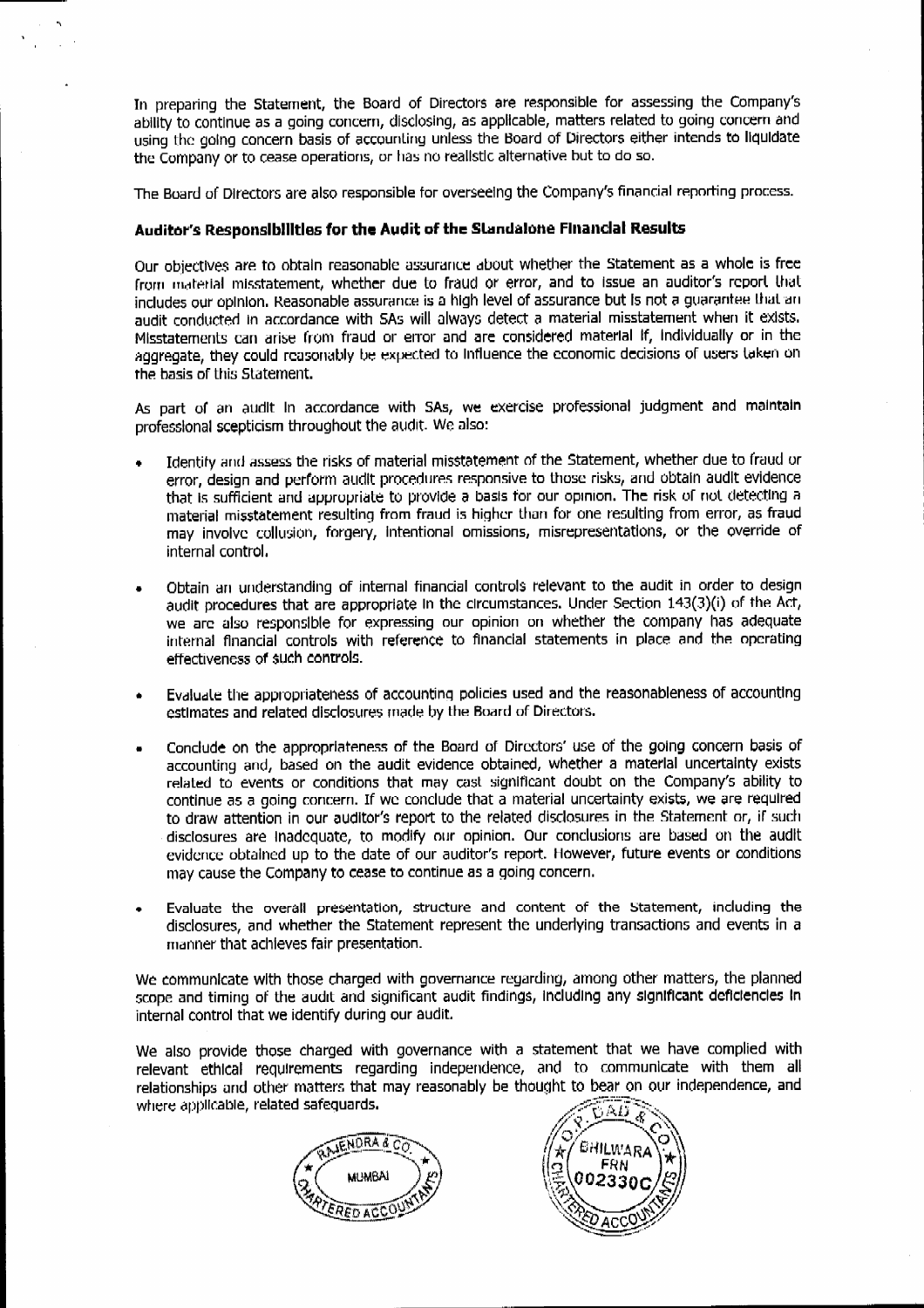In preparing the Statement, the Board of Directors are responsible for assessing the Company's ability to continue as a going concern, disclosing, as applicable, matters related to going concern and using the going concern basis of accounting unless the Board of Directors either intends to liquidate the Company or to cease operations, or has no realistic alternative but to do so.

The Board of Directors are also responsible for overseeing the Company's financial reporting process.

### Auditor's Responsibilities for the Audit of the Standalone Financial Results

Our objectives are to obtain reasonable assurance about whether the Statement as a whole is free from material misstatement, whether due to fraud or error, and to issue an auditor's report that includes our opinion. Reasonable assurance is a high level of assurance but is not a guarantee that an audit conducted in accordance with SAs will always detect a material misstatement when it exists. Misstatements can arise from fraud or error and are considered material if, individually or in the aggregate, they could reasonably be expected to influence the economic decisions of users taken on the basis of this Statement.

As part of an audit in accordance with SAs, we exercise professional judgment and maintain professional scepticism throughout the audit. We also:

- Identify and assess the risks of material misstatement of the Statement, whether due to fraud or error, design and perform audit procedures responsive to those risks, and obtain audit evidence that is sufficient and appropriate to provide a basis for our opinion. The risk of not detecting a material misstatement resulting from fraud is higher than for one resulting from error, as fraud may involve collusion, forgery, intentional omissions, misrepresentations, or the override of internal control.

- Obtain an understanding of internal financial controls relevant to the audit in order to design audit procedures that are appropriate in the circumstances. Under Section 143(3)(i) of the Act, we are also responsible for expressing our opinion on whether the company has adequate internal financial controls with reference to financial statements in place and the operating effectiveness of such controls.

- Evaluate the appropriateness of accounting policies used and the reasonableness of accounting estimates and related disclosures made by the Board of Directors.

- Conclude on the appropriateness of the Board of Directors' use of the going concern basis of accounting and, based on the audit evidence obtained, whether a material uncertainty exists related to events or conditions that may cast significant doubt on the Company's ability to continue as a going concern. If we conclude that a material uncertainty exists, we are required to draw attention in our auditor's report to the related disclosures in the Statement or, if such disclosures are inadequate, to modify our opinion. Our conclusions are based on the audit evidence obtained up to the date of our auditor's report. However, future events or conditions may cause the Company to cease to continue as a going concern.

- Evaluate the overall presentation, structure and content of the Statement, including the disclosures, and whether the Statement represent the underlying transactions and events in a manner that achieves fair presentation.

We communicate with those charged with governance regarding, among other matters, the planned scope and timing of the audit and significant audit findings, including any significant deficiencies in internal control that we identify during our audit.

We also provide those charged with governance with a statement that we have complied with relevant ethical requirements regarding independence, and to communicate with them all relationships and other matters that may reasonably be thought to bear on our independence, and where applicable, related safeguards.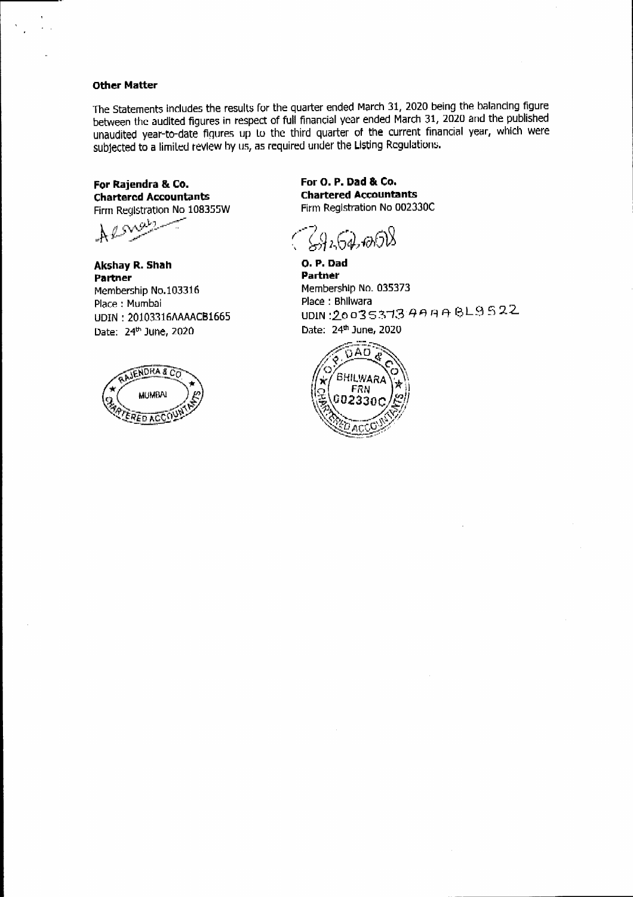**Other Matter**

The Statements includes the results for the quarter ended March 31, 2020 being the balancing figure between the audited figures in respect of full financial year ended March 31, 2020 and the published unaudited year-to-date figures up to the third quarter of the current financial year, which were subjected to a limited review by us, as required under the Listing Regulations.

**For Rajendra & Co.**
**Chartered Accountants**
Firm Registration No 108355W

**Akshay R. Shah**
**Partner**
Membership No.103316
Place : Mumbai
UDIN : 20103316AAAACB1665
Date: 24th June, 2020

**For O. P. Dad & Co.**
**Chartered Accountants**
Firm Registration No 002330C

**O. P. Dad**
**Partner**
Membership No. 035373
Place : Bhilwara
UDIN :20035373AAAABL9522
Date: 24th June, 2020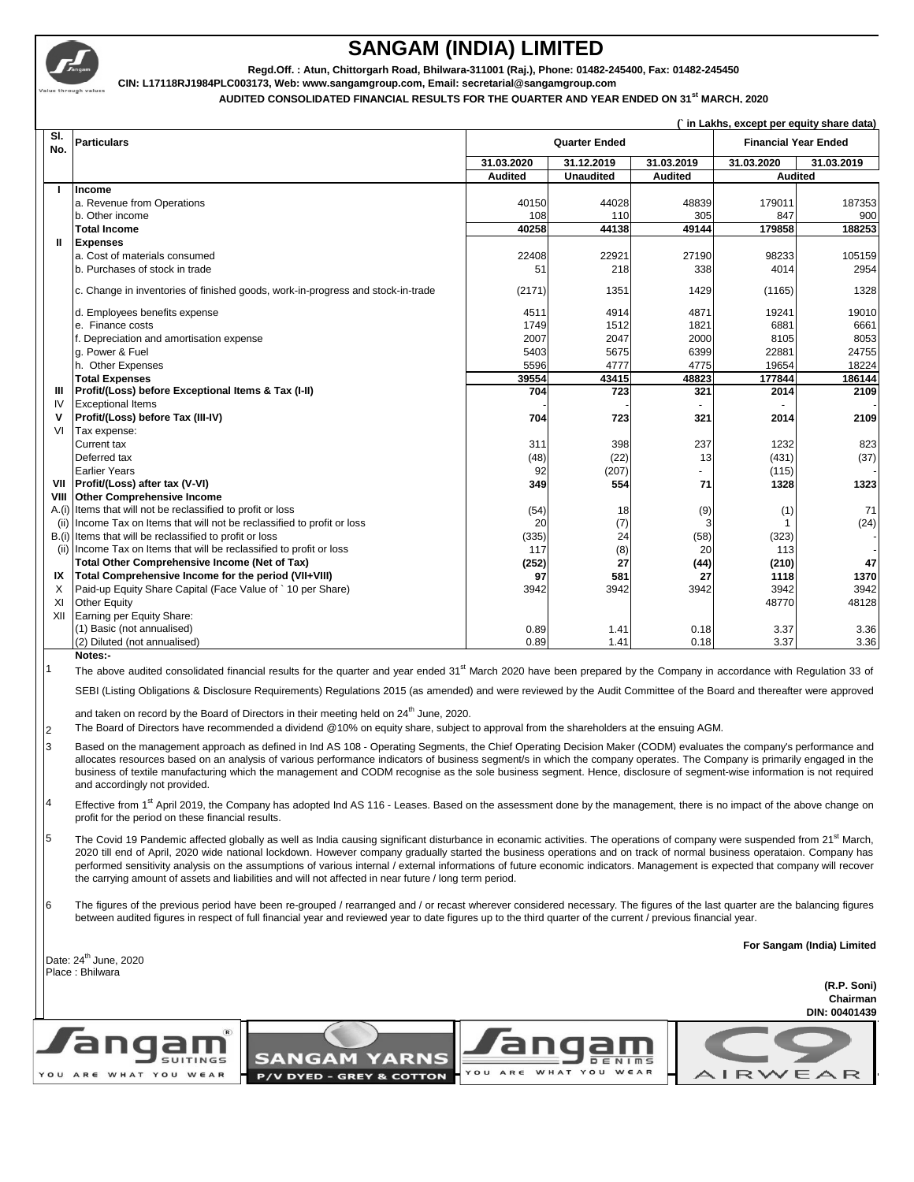# SANGAM (INDIA) LIMITED

**Regd.Off. : Atun, Chittorgarh Road, Bhilwara-311001 (Raj.), Phone: 01482-245400, Fax: 01482-245450**

**CIN: L17118RJ1984PLC003173, Web: www.sangamgroup.com, Email: secretarial@sangamgroup.com**

**AUDITED CONSOLIDATED FINANCIAL RESULTS FOR THE QUARTER AND YEAR ENDED ON 31st MARCH, 2020**

(` in Lakhs, except per equity share data)

| Sl. No. | Particulars | Quarter Ended | | | Financial Year Ended | |
|---|---|---|---|---|---|---|
| | | 31.03.2020 | 31.12.2019 | 31.03.2019 | 31.03.2020 | 31.03.2019 |
| | | Audited | Unaudited | Audited | Audited | |
| I | **Income** | | | | | |
| | a. Revenue from Operations | 40150 | 44028 | 48839 | 179011 | 187353 |
| | b. Other income | 108 | 110 | 305 | 847 | 900 |
| | **Total Income** | **40258** | **44138** | **49144** | **179858** | **188253** |
| II | **Expenses** | | | | | |
| | a. Cost of materials consumed | 22408 | 22921 | 27190 | 98233 | 105159 |
| | b. Purchases of stock in trade | 51 | 218 | 338 | 4014 | 2954 |
| | c. Change in inventories of finished goods, work-in-progress and stock-in-trade | (2171) | 1351 | 1429 | (1165) | 1328 |
| | d. Employees benefits expense | 4511 | 4914 | 4871 | 19241 | 19010 |
| | e. Finance costs | 1749 | 1512 | 1821 | 6881 | 6661 |
| | f. Depreciation and amortisation expense | 2007 | 2047 | 2000 | 8105 | 8053 |
| | g. Power & Fuel | 5403 | 5675 | 6399 | 22881 | 24755 |
| | h. Other Expenses | 5596 | 4777 | 4775 | 19654 | 18224 |
| | **Total Expenses** | **39554** | **43415** | **48823** | **177844** | **186144** |
| III | **Profit/(Loss) before Exceptional Items & Tax (I-II)** | **704** | **723** | **321** | **2014** | **2109** |
| IV | Exceptional Items | - | - | - | - | - |
| V | **Profit/(Loss) before Tax (III-IV)** | **704** | **723** | **321** | **2014** | **2109** |
| VI | Tax expense: | | | | | |
| | Current tax | 311 | 398 | 237 | 1232 | 823 |
| | Deferred tax | (48) | (22) | 13 | (431) | (37) |
| | Earlier Years | 92 | (207) | - | (115) | - |
| VII | **Profit/(Loss) after tax (V-VI)** | **349** | **554** | **71** | **1328** | **1323** |
| VIII | **Other Comprehensive Income** | | | | | |
| A.(i) | Items that will not be reclassified to profit or loss | (54) | 18 | (9) | (1) | 71 |
| (ii) | Income Tax on Items that will not be reclassified to profit or loss | 20 | (7) | 3 | 1 | (24) |
| B.(i) | Items that will be reclassified to profit or loss | (335) | 24 | (58) | (323) | - |
| (ii) | Income Tax on Items that will be reclassified to profit or loss | 117 | (8) | 20 | 113 | - |
| | **Total Other Comprehensive Income (Net of Tax)** | **(252)** | **27** | **(44)** | **(210)** | **47** |
| IX | **Total Comprehensive Income for the period (VII+VIII)** | **97** | **581** | **27** | **1118** | **1370** |
| X | Paid-up Equity Share Capital (Face Value of ` 10 per Share) | 3942 | 3942 | 3942 | 3942 | 3942 |
| XI | Other Equity | | | | 48770 | 48128 |
| XII | Earning per Equity Share: | | | | | |
| | (1) Basic (not annualised) | 0.89 | 1.41 | 0.18 | 3.37 | 3.36 |
| | (2) Diluted (not annualised) | 0.89 | 1.41 | 0.18 | 3.37 | 3.36 |

**Notes:-**

1. The above audited consolidated financial results for the quarter and year ended 31st March 2020 have been prepared by the Company in accordance with Regulation 33 of SEBI (Listing Obligations & Disclosure Requirements) Regulations 2015 (as amended) and were reviewed by the Audit Committee of the Board and thereafter were approved and taken on record by the Board of Directors in their meeting held on 24th June, 2020.
2. The Board of Directors have recommended a dividend @10% on equity share, subject to approval from the shareholders at the ensuing AGM.
3. Based on the management approach as defined in Ind AS 108 - Operating Segments, the Chief Operating Decision Maker (CODM) evaluates the company's performance and allocates resources based on an analysis of various performance indicators of business segment/s in which the company operates. The Company is primarily engaged in the business of textile manufacturing which the management and CODM recognise as the sole business segment. Hence, disclosure of segment-wise information is not required and accordingly not provided.
4. Effective from 1st April 2019, the Company has adopted Ind AS 116 - Leases. Based on the assessment done by the management, there is no impact of the above change on profit for the period on these financial results.
5. The Covid 19 Pandemic affected globally as well as India causing significant disturbance in econamic activities. The operations of company were suspended from 21st March, 2020 till end of April, 2020 wide national lockdown. However company gradually started the business operations and on track of normal business operataion. Company has performed sensitivity analysis on the assumptions of various internal / external informations of future economic indicators. Management is expected that company will recover the carrying amount of assets and liabilities and will not affected in near future / long term period.
6. The figures of the previous period have been re-grouped / rearranged and / or recast wherever considered necessary. The figures of the last quarter are the balancing figures between audited figures in respect of full financial year and reviewed year to date figures up to the third quarter of the current / previous financial year.

**For Sangam (India) Limited**

Date: 24th June, 2020
Place : Bhilwara

**(R.P. Soni)**
**Chairman**
**DIN: 00401439**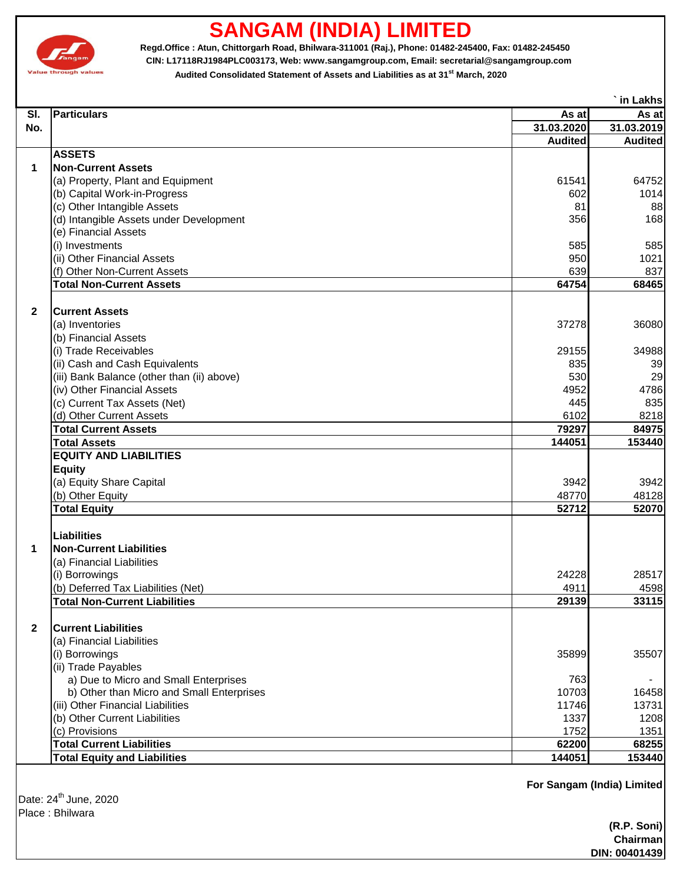# SANGAM (INDIA) LIMITED

**Regd.Office : Atun, Chittorgarh Road, Bhilwara-311001 (Raj.), Phone: 01482-245400, Fax: 01482-245450**

**CIN: L17118RJ1984PLC003173, Web: www.sangamgroup.com, Email: secretarial@sangamgroup.com**

**Audited Consolidated Statement of Assets and Liabilities as at 31st March, 2020**

` in Lakhs

| Sl. No. | Particulars | As at 31.03.2020 Audited | As at 31.03.2019 Audited |
|---|---|---|---|
| | **ASSETS** | | |
| 1 | **Non-Current Assets** | | |
| | (a) Property, Plant and Equipment | 61541 | 64752 |
| | (b) Capital Work-in-Progress | 602 | 1014 |
| | (c) Other Intangible Assets | 81 | 88 |
| | (d) Intangible Assets under Development | 356 | 168 |
| | (e) Financial Assets | | |
| | (i) Investments | 585 | 585 |
| | (ii) Other Financial Assets | 950 | 1021 |
| | (f) Other Non-Current Assets | 639 | 837 |
| | **Total Non-Current Assets** | **64754** | **68465** |
| 2 | **Current Assets** | | |
| | (a) Inventories | 37278 | 36080 |
| | (b) Financial Assets | | |
| | (i) Trade Receivables | 29155 | 34988 |
| | (ii) Cash and Cash Equivalents | 835 | 39 |
| | (iii) Bank Balance (other than (ii) above) | 530 | 29 |
| | (iv) Other Financial Assets | 4952 | 4786 |
| | (c) Current Tax Assets (Net) | 445 | 835 |
| | (d) Other Current Assets | 6102 | 8218 |
| | **Total Current Assets** | **79297** | **84975** |
| | **Total Assets** | **144051** | **153440** |
| | **EQUITY AND LIABILITIES** | | |
| | **Equity** | | |
| | (a) Equity Share Capital | 3942 | 3942 |
| | (b) Other Equity | 48770 | 48128 |
| | **Total Equity** | **52712** | **52070** |
| | **Liabilities** | | |
| 1 | **Non-Current Liabilities** | | |
| | (a) Financial Liabilities | | |
| | (i) Borrowings | 24228 | 28517 |
| | (b) Deferred Tax Liabilities (Net) | 4911 | 4598 |
| | **Total Non-Current Liabilities** | **29139** | **33115** |
| 2 | **Current Liabilities** | | |
| | (a) Financial Liabilities | | |
| | (i) Borrowings | 35899 | 35507 |
| | (ii) Trade Payables | | |
| | a) Due to Micro and Small Enterprises | 763 | - |
| | b) Other than Micro and Small Enterprises | 10703 | 16458 |
| | (iii) Other Financial Liabilities | 11746 | 13731 |
| | (b) Other Current Liabilities | 1337 | 1208 |
| | (c) Provisions | 1752 | 1351 |
| | **Total Current Liabilities** | **62200** | **68255** |
| | **Total Equity and Liabilities** | **144051** | **153440** |

**For Sangam (India) Limited**

Date: 24th June, 2020

Place : Bhilwara

**(R.P. Soni)**
**Chairman**
**DIN: 00401439**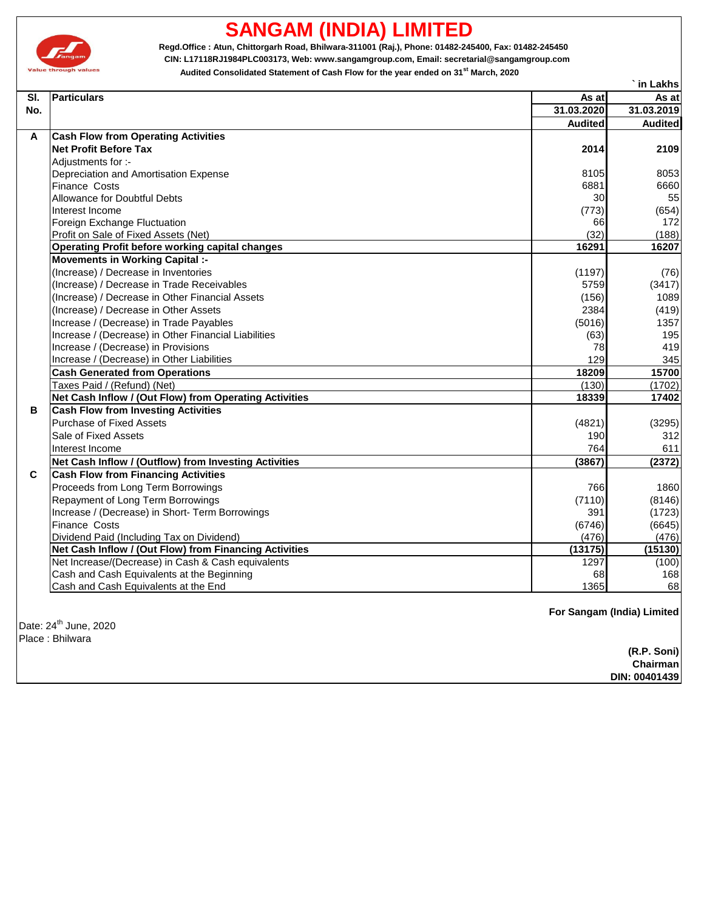# SANGAM (INDIA) LIMITED

**Regd.Office : Atun, Chittorgarh Road, Bhilwara-311001 (Raj.), Phone: 01482-245400, Fax: 01482-245450**

**CIN: L17118RJ1984PLC003173, Web: www.sangamgroup.com, Email: secretarial@sangamgroup.com**

**Audited Consolidated Statement of Cash Flow for the year ended on 31st March, 2020**

` in Lakhs

| Sl. No. | Particulars | As at 31.03.2020 Audited | As at 31.03.2019 Audited |
|---|---|---|---|
| **A** | **Cash Flow from Operating Activities** | | |
| | **Net Profit Before Tax** | **2014** | **2109** |
| | Adjustments for :- | | |
| | Depreciation and Amortisation Expense | 8105 | 8053 |
| | Finance Costs | 6881 | 6660 |
| | Allowance for Doubtful Debts | 30 | 55 |
| | Interest Income | (773) | (654) |
| | Foreign Exchange Fluctuation | 66 | 172 |
| | Profit on Sale of Fixed Assets (Net) | (32) | (188) |
| | **Operating Profit before working capital changes** | **16291** | **16207** |
| | **Movements in Working Capital :-** | | |
| | (Increase) / Decrease in Inventories | (1197) | (76) |
| | (Increase) / Decrease in Trade Receivables | 5759 | (3417) |
| | (Increase) / Decrease in Other Financial Assets | (156) | 1089 |
| | (Increase) / Decrease in Other Assets | 2384 | (419) |
| | Increase / (Decrease) in Trade Payables | (5016) | 1357 |
| | Increase / (Decrease) in Other Financial Liabilities | (63) | 195 |
| | Increase / (Decrease) in Provisions | 78 | 419 |
| | Increase / (Decrease) in Other Liabilities | 129 | 345 |
| | **Cash Generated from Operations** | **18209** | **15700** |
| | Taxes Paid / (Refund) (Net) | (130) | (1702) |
| | **Net Cash Inflow / (Out Flow) from Operating Activities** | **18339** | **17402** |
| **B** | **Cash Flow from Investing Activities** | | |
| | Purchase of Fixed Assets | (4821) | (3295) |
| | Sale of Fixed Assets | 190 | 312 |
| | Interest Income | 764 | 611 |
| | **Net Cash Inflow / (Outflow) from Investing Activities** | **(3867)** | **(2372)** |
| **C** | **Cash Flow from Financing Activities** | | |
| | Proceeds from Long Term Borrowings | 766 | 1860 |
| | Repayment of Long Term Borrowings | (7110) | (8146) |
| | Increase / (Decrease) in Short- Term Borrowings | 391 | (1723) |
| | Finance Costs | (6746) | (6645) |
| | Dividend Paid (Including Tax on Dividend) | (476) | (476) |
| | **Net Cash Inflow / (Out Flow) from Financing Activities** | **(13175)** | **(15130)** |
| | Net Increase/(Decrease) in Cash & Cash equivalents | 1297 | (100) |
| | Cash and Cash Equivalents at the Beginning | 68 | 168 |
| | Cash and Cash Equivalents at the End | 1365 | 68 |

**For Sangam (India) Limited**

Date: 24th June, 2020

Place : Bhilwara

**(R.P. Soni)**
**Chairman**
**DIN: 00401439**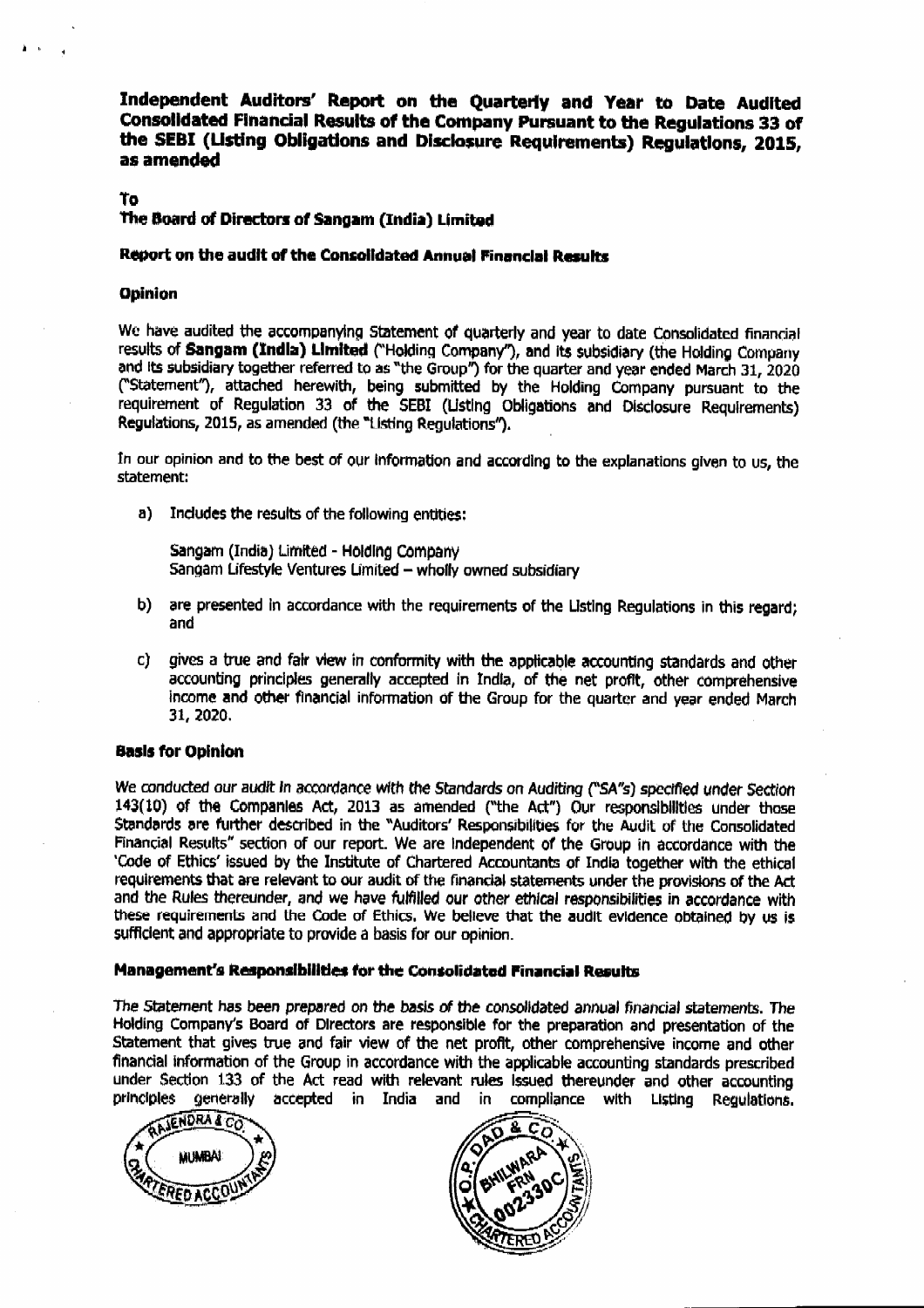# Independent Auditors' Report on the Quarterly and Year to Date Audited Consolidated Financial Results of the Company Pursuant to the Regulations 33 of the SEBI (Listing Obligations and Disclosure Requirements) Regulations, 2015, as amended

To

**The Board of Directors of Sangam (India) Limited**

### Report on the audit of the Consolidated Annual Financial Results

### Opinion

We have audited the accompanying Statement of quarterly and year to date Consolidated financial results of **Sangam (India) Limited** ("Holding Company"), and its subsidiary (the Holding Company and its subsidiary together referred to as "the Group") for the quarter and year ended March 31, 2020 ("Statement"), attached herewith, being submitted by the Holding Company pursuant to the requirement of Regulation 33 of the SEBI (Listing Obligations and Disclosure Requirements) Regulations, 2015, as amended (the "Listing Regulations").

In our opinion and to the best of our information and according to the explanations given to us, the statement:

a) Includes the results of the following entities:

   Sangam (India) Limited - Holding Company
   Sangam Lifestyle Ventures Limited – wholly owned subsidiary

b) are presented in accordance with the requirements of the Listing Regulations in this regard; and

c) gives a true and fair view in conformity with the applicable accounting standards and other accounting principles generally accepted in India, of the net profit, other comprehensive income and other financial information of the Group for the quarter and year ended March 31, 2020.

### Basis for Opinion

We conducted our audit in accordance with the Standards on Auditing ("SA"s) specified under Section 143(10) of the Companies Act, 2013 as amended ("the Act") Our responsibilities under those Standards are further described in the "Auditors' Responsibilities for the Audit of the Consolidated Financial Results" section of our report. We are independent of the Group in accordance with the 'Code of Ethics' issued by the Institute of Chartered Accountants of India together with the ethical requirements that are relevant to our audit of the financial statements under the provisions of the Act and the Rules thereunder, and we have fulfilled our other ethical responsibilities in accordance with these requirements and the Code of Ethics. We believe that the audit evidence obtained by us is sufficient and appropriate to provide a basis for our opinion.

### Management's Responsibilities for the Consolidated Financial Results

The Statement has been prepared on the basis of the consolidated annual financial statements. The Holding Company's Board of Directors are responsible for the preparation and presentation of the Statement that gives true and fair view of the net profit, other comprehensive income and other financial information of the Group in accordance with the applicable accounting standards prescribed under Section 133 of the Act read with relevant rules issued thereunder and other accounting principles generally accepted in India and in compliance with Listing Regulations.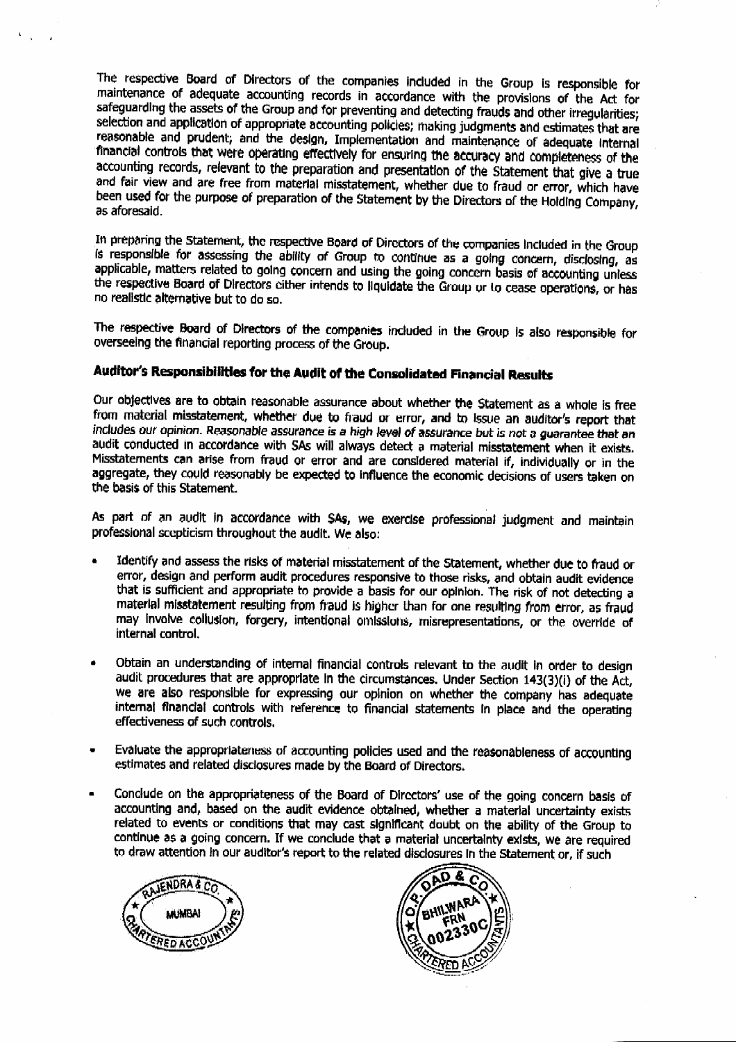The respective Board of Directors of the companies included in the Group is responsible for maintenance of adequate accounting records in accordance with the provisions of the Act for safeguarding the assets of the Group and for preventing and detecting frauds and other irregularities; selection and application of appropriate accounting policies; making judgments and estimates that are reasonable and prudent; and the design, implementation and maintenance of adequate internal financial controls that were operating effectively for ensuring the accuracy and completeness of the accounting records, relevant to the preparation and presentation of the Statement that give a true and fair view and are free from material misstatement, whether due to fraud or error, which have been used for the purpose of preparation of the Statement by the Directors of the Holding Company, as aforesaid.

In preparing the Statement, the respective Board of Directors of the companies included in the Group is responsible for assessing the ability of Group to continue as a going concern, disclosing, as applicable, matters related to going concern and using the going concern basis of accounting unless the respective Board of Directors either intends to liquidate the Group or to cease operations, or has no realistic alternative but to do so.

The respective Board of Directors of the companies included in the Group is also responsible for overseeing the financial reporting process of the Group.

### Auditor's Responsibilities for the Audit of the Consolidated Financial Results

Our objectives are to obtain reasonable assurance about whether the Statement as a whole is free from material misstatement, whether due to fraud or error, and to issue an auditor's report that includes our opinion. *Reasonable assurance is a high level of assurance but is not a guarantee that an* audit conducted in accordance with SAs will always detect a material misstatement when it exists. Misstatements can arise from fraud or error and are considered material if, individually or in the aggregate, they could reasonably be expected to influence the economic decisions of users taken on the basis of this Statement.

As part of an audit in accordance with SAs, we exercise professional judgment and maintain professional scepticism throughout the audit. We also:

- Identify and assess the risks of material misstatement of the Statement, whether due to fraud or error, design and perform audit procedures responsive to those risks, and obtain audit evidence that is sufficient and appropriate to provide a basis for our opinion. The risk of not detecting a material misstatement resulting from fraud is higher than for one resulting from error, as fraud may involve collusion, forgery, intentional omissions, misrepresentations, or the override of internal control.

- Obtain an understanding of internal financial controls relevant to the audit in order to design audit procedures that are appropriate in the circumstances. Under Section 143(3)(i) of the Act, we are also responsible for expressing our opinion on whether the company has adequate internal financial controls with reference to financial statements in place and the operating effectiveness of such controls.

- Evaluate the appropriateness of accounting policies used and the reasonableness of accounting estimates and related disclosures made by the Board of Directors.

- Conclude on the appropriateness of the Board of Directors' use of the going concern basis of accounting and, based on the audit evidence obtained, whether a material uncertainty exists related to events or conditions that may cast significant doubt on the ability of the Group to continue as a going concern. If we conclude that a material uncertainty exists, we are required to draw attention in our auditor's report to the related disclosures in the Statement or, if such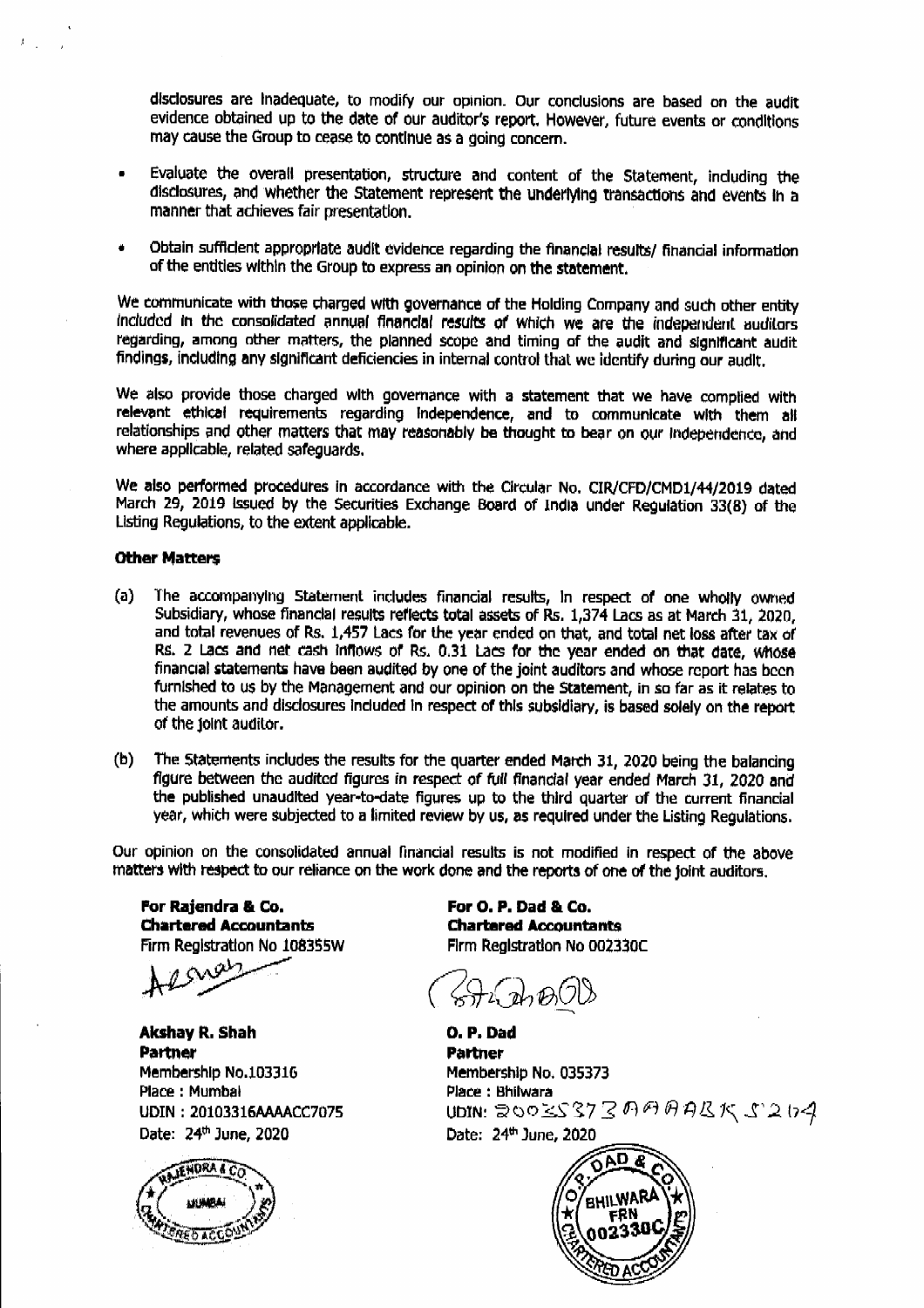disclosures are inadequate, to modify our opinion. Our conclusions are based on the audit evidence obtained up to the date of our auditor's report. However, future events or conditions may cause the Group to cease to continue as a going concern.

- Evaluate the overall presentation, structure and content of the Statement, including the disclosures, and whether the Statement represent the underlying transactions and events in a manner that achieves fair presentation.
- Obtain sufficient appropriate audit evidence regarding the financial results/ financial information of the entities within the Group to express an opinion on the statement.

We communicate with those charged with governance of the Holding Company and such other entity included in the consolidated annual financial results of which we are the independent auditors regarding, among other matters, the planned scope and timing of the audit and significant audit findings, including any significant deficiencies in internal control that we identify during our audit.

We also provide those charged with governance with a statement that we have complied with relevant ethical requirements regarding independence, and to communicate with them all relationships and other matters that may reasonably be thought to bear on our independence, and where applicable, related safeguards.

We also performed procedures in accordance with the Circular No. CIR/CFD/CMD1/44/2019 dated March 29, 2019 issued by the Securities Exchange Board of India under Regulation 33(8) of the Listing Regulations, to the extent applicable.

**Other Matters**

(a) The accompanying Statement includes financial results, in respect of one wholly owned Subsidiary, whose financial results reflects total assets of Rs. 1,374 Lacs as at March 31, 2020, and total revenues of Rs. 1,457 Lacs for the year ended on that, and total net loss after tax of Rs. 2 Lacs and net cash inflows of Rs. 0.31 Lacs for the year ended on that date, whose financial statements have been audited by one of the joint auditors and whose report has been furnished to us by the Management and our opinion on the Statement, in so far as it relates to the amounts and disclosures included in respect of this subsidiary, is based solely on the report of the joint auditor.

(b) The Statements includes the results for the quarter ended March 31, 2020 being the balancing figure between the audited figures in respect of full financial year ended March 31, 2020 and the published unaudited year-to-date figures up to the third quarter of the current financial year, which were subjected to a limited review by us, as required under the Listing Regulations.

Our opinion on the consolidated annual financial results is not modified in respect of the above matters with respect to our reliance on the work done and the reports of one of the joint auditors.

| | |
|---|---|
| **For Rajendra & Co.** | **For O. P. Dad & Co.** |
| **Chartered Accountants** | **Chartered Accountants** |
| Firm Registration No 108355W | Firm Registration No 002330C |
| **Akshay R. Shah** | **O. P. Dad** |
| **Partner** | **Partner** |
| Membership No.103316 | Membership No. 035373 |
| Place : Mumbai | Place : Bhilwara |
| UDIN : 20103316AAAACC7075 | UDIN: 20035373AAAABK5274 |
| Date: 24th June, 2020 | Date: 24th June, 2020 |